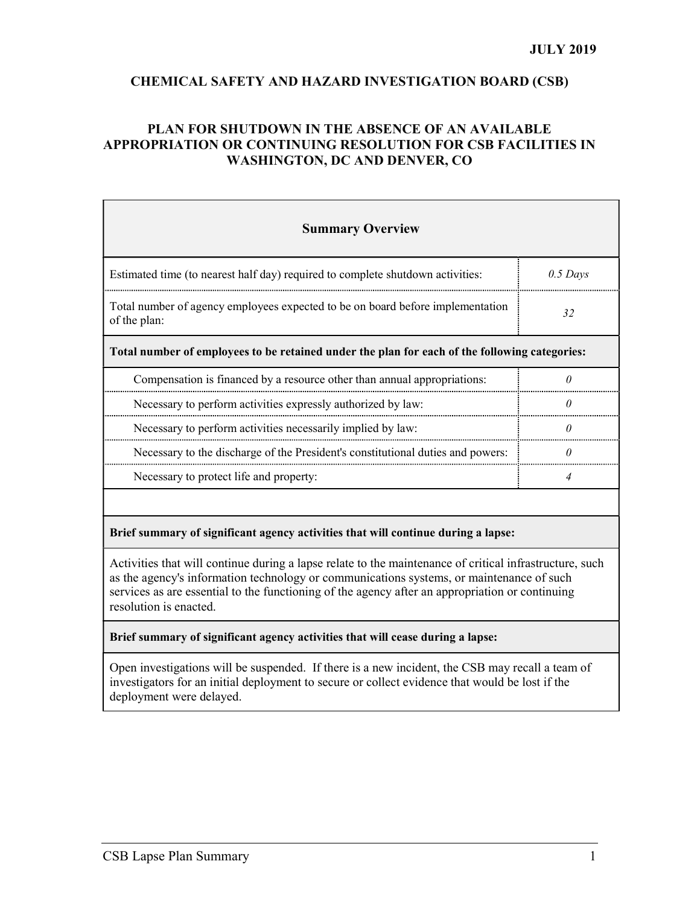JULY 2019

# CHEMICAL SAFETY AND HAZARD INVESTIGATION BOARD (CSB)

## PLAN FOR SHUTDOWN IN THE ABSENCE OF AN AVAILABLE APPROPRIATION OR CONTINUING RESOLUTION FOR CSB FACILITIES IN WASHINGTON, DC AND DENVER, CO

| Summary Overview | |
|---|---|
| Estimated time (to nearest half day) required to complete shutdown activities: | *0.5 Days* |
| Total number of agency employees expected to be on board before implementation of the plan: | *32* |
| **Total number of employees to be retained under the plan for each of the following categories:** | |
| Compensation is financed by a resource other than annual appropriations: | *0* |
| Necessary to perform activities expressly authorized by law: | *0* |
| Necessary to perform activities necessarily implied by law: | *0* |
| Necessary to the discharge of the President's constitutional duties and powers: | *0* |
| Necessary to protect life and property: | *4* |

**Brief summary of significant agency activities that will continue during a lapse:**

Activities that will continue during a lapse relate to the maintenance of critical infrastructure, such as the agency's information technology or communications systems, or maintenance of such services as are essential to the functioning of the agency after an appropriation or continuing resolution is enacted.

**Brief summary of significant agency activities that will cease during a lapse:**

Open investigations will be suspended. If there is a new incident, the CSB may recall a team of investigators for an initial deployment to secure or collect evidence that would be lost if the deployment were delayed.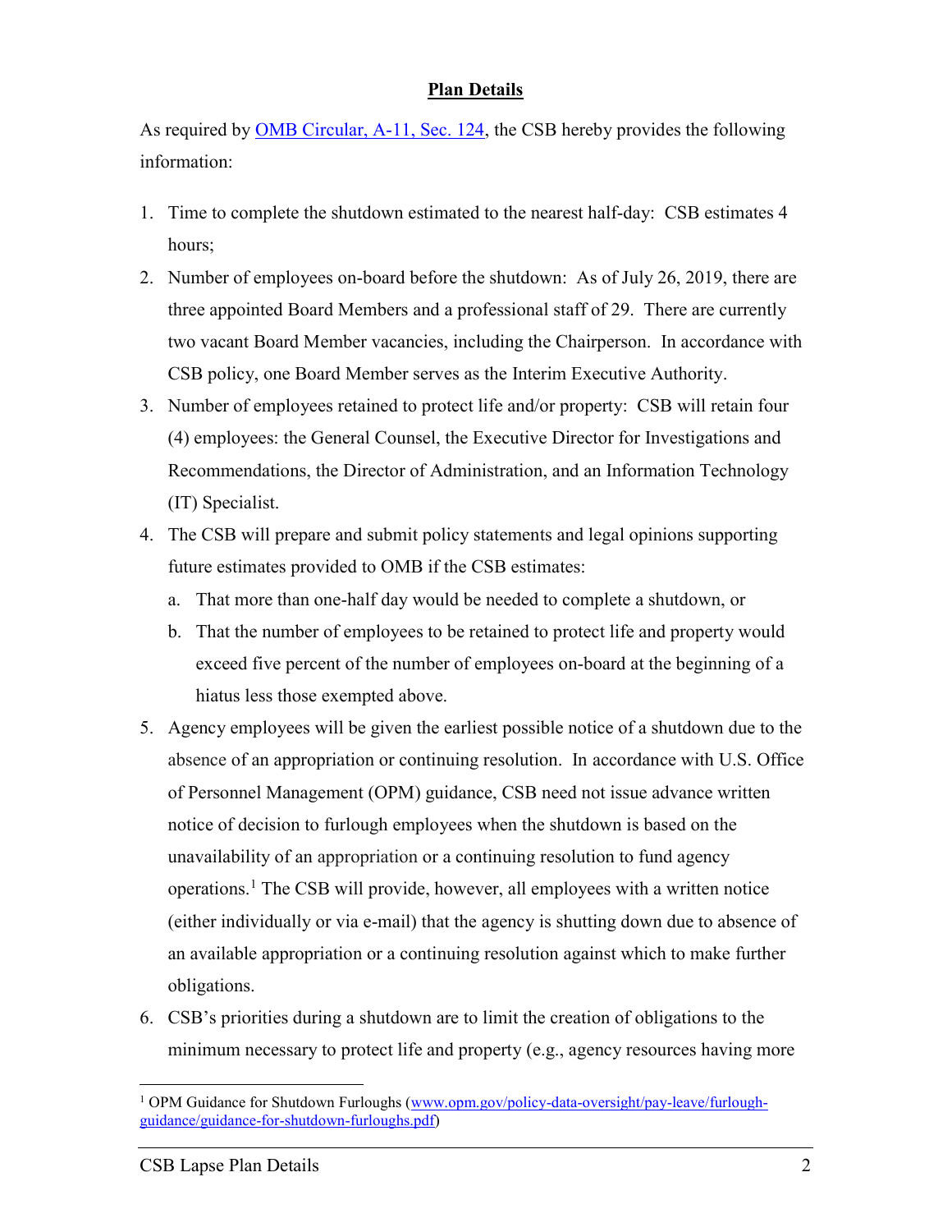**Plan Details**

As required by [OMB Circular, A-11, Sec. 124](#), the CSB hereby provides the following information:

1. Time to complete the shutdown estimated to the nearest half-day: CSB estimates 4 hours;
2. Number of employees on-board before the shutdown: As of July 26, 2019, there are three appointed Board Members and a professional staff of 29. There are currently two vacant Board Member vacancies, including the Chairperson. In accordance with CSB policy, one Board Member serves as the Interim Executive Authority.
3. Number of employees retained to protect life and/or property: CSB will retain four (4) employees: the General Counsel, the Executive Director for Investigations and Recommendations, the Director of Administration, and an Information Technology (IT) Specialist.
4. The CSB will prepare and submit policy statements and legal opinions supporting future estimates provided to OMB if the CSB estimates:
   a. That more than one-half day would be needed to complete a shutdown, or
   b. That the number of employees to be retained to protect life and property would exceed five percent of the number of employees on-board at the beginning of a hiatus less those exempted above.
5. Agency employees will be given the earliest possible notice of a shutdown due to the absence of an appropriation or continuing resolution. In accordance with U.S. Office of Personnel Management (OPM) guidance, CSB need not issue advance written notice of decision to furlough employees when the shutdown is based on the unavailability of an appropriation or a continuing resolution to fund agency operations.[1] The CSB will provide, however, all employees with a written notice (either individually or via e-mail) that the agency is shutting down due to absence of an available appropriation or a continuing resolution against which to make further obligations.
6. CSB's priorities during a shutdown are to limit the creation of obligations to the minimum necessary to protect life and property (e.g., agency resources having more

[1] OPM Guidance for Shutdown Furloughs (www.opm.gov/policy-data-oversight/pay-leave/furlough-guidance/guidance-for-shutdown-furloughs.pdf)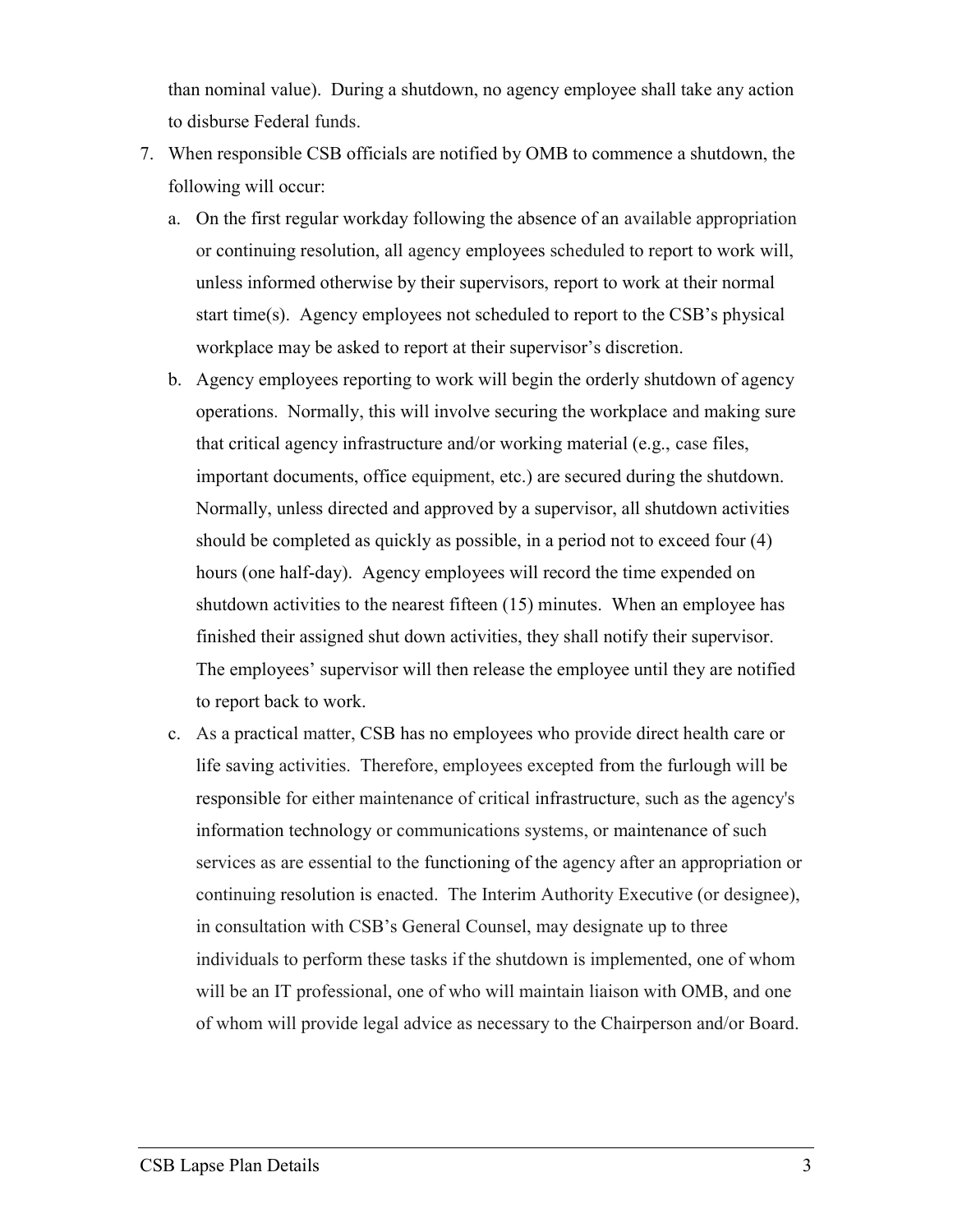than nominal value). During a shutdown, no agency employee shall take any action to disburse Federal funds.

7. When responsible CSB officials are notified by OMB to commence a shutdown, the following will occur:
   a. On the first regular workday following the absence of an available appropriation or continuing resolution, all agency employees scheduled to report to work will, unless informed otherwise by their supervisors, report to work at their normal start time(s). Agency employees not scheduled to report to the CSB's physical workplace may be asked to report at their supervisor's discretion.
   b. Agency employees reporting to work will begin the orderly shutdown of agency operations. Normally, this will involve securing the workplace and making sure that critical agency infrastructure and/or working material (e.g., case files, important documents, office equipment, etc.) are secured during the shutdown. Normally, unless directed and approved by a supervisor, all shutdown activities should be completed as quickly as possible, in a period not to exceed four (4) hours (one half-day). Agency employees will record the time expended on shutdown activities to the nearest fifteen (15) minutes. When an employee has finished their assigned shut down activities, they shall notify their supervisor. The employees' supervisor will then release the employee until they are notified to report back to work.
   c. As a practical matter, CSB has no employees who provide direct health care or life saving activities. Therefore, employees excepted from the furlough will be responsible for either maintenance of critical infrastructure, such as the agency's information technology or communications systems, or maintenance of such services as are essential to the functioning of the agency after an appropriation or continuing resolution is enacted. The Interim Authority Executive (or designee), in consultation with CSB's General Counsel, may designate up to three individuals to perform these tasks if the shutdown is implemented, one of whom will be an IT professional, one of who will maintain liaison with OMB, and one of whom will provide legal advice as necessary to the Chairperson and/or Board.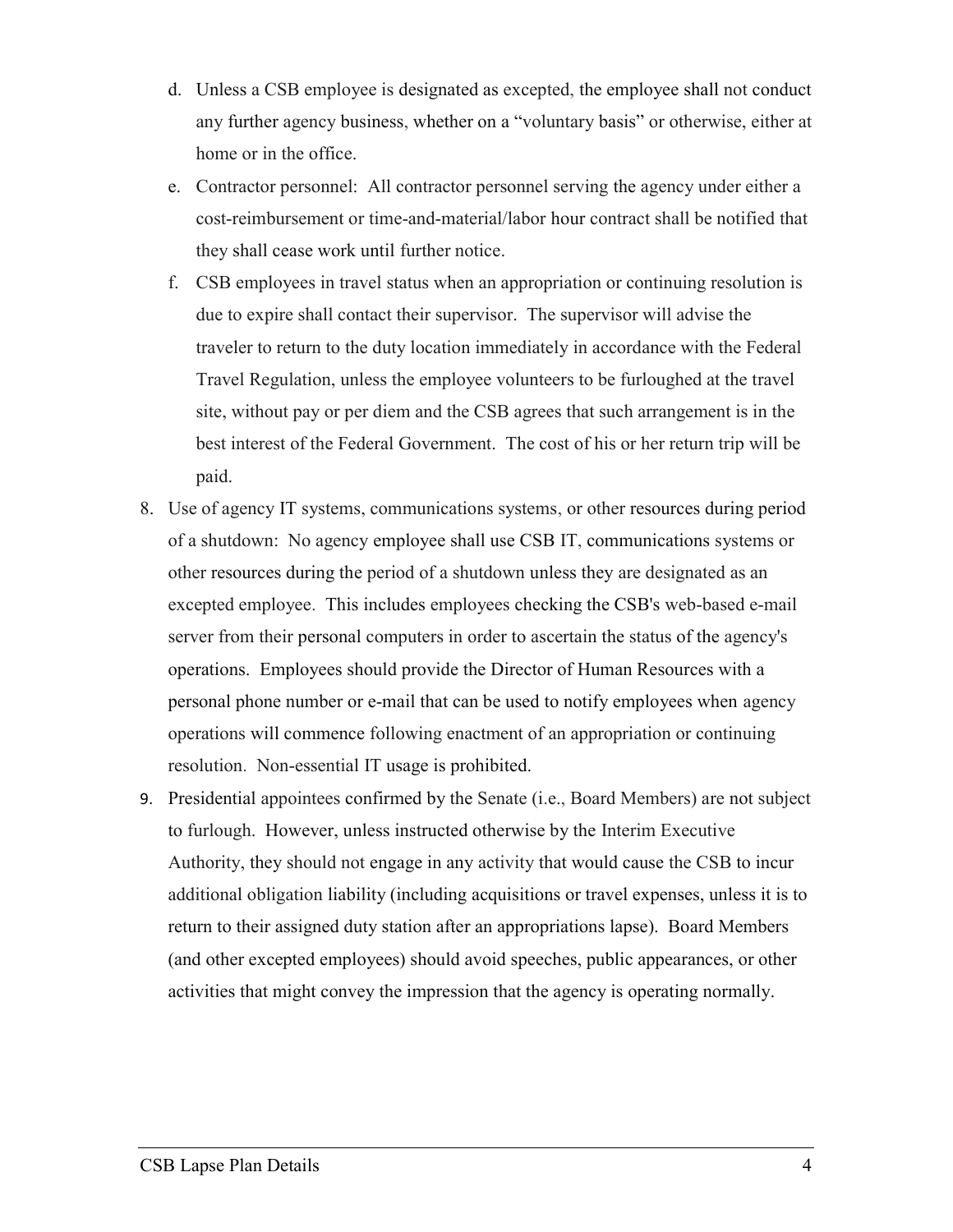d. Unless a CSB employee is designated as excepted, the employee shall not conduct any further agency business, whether on a "voluntary basis" or otherwise, either at home or in the office.
   e. Contractor personnel: All contractor personnel serving the agency under either a cost-reimbursement or time-and-material/labor hour contract shall be notified that they shall cease work until further notice.
   f. CSB employees in travel status when an appropriation or continuing resolution is due to expire shall contact their supervisor. The supervisor will advise the traveler to return to the duty location immediately in accordance with the Federal Travel Regulation, unless the employee volunteers to be furloughed at the travel site, without pay or per diem and the CSB agrees that such arrangement is in the best interest of the Federal Government. The cost of his or her return trip will be paid.

8. Use of agency IT systems, communications systems, or other resources during period of a shutdown: No agency employee shall use CSB IT, communications systems or other resources during the period of a shutdown unless they are designated as an excepted employee. This includes employees checking the CSB's web-based e-mail server from their personal computers in order to ascertain the status of the agency's operations. Employees should provide the Director of Human Resources with a personal phone number or e-mail that can be used to notify employees when agency operations will commence following enactment of an appropriation or continuing resolution. Non-essential IT usage is prohibited.
9. Presidential appointees confirmed by the Senate (i.e., Board Members) are not subject to furlough. However, unless instructed otherwise by the Interim Executive Authority, they should not engage in any activity that would cause the CSB to incur additional obligation liability (including acquisitions or travel expenses, unless it is to return to their assigned duty station after an appropriations lapse). Board Members (and other excepted employees) should avoid speeches, public appearances, or other activities that might convey the impression that the agency is operating normally.